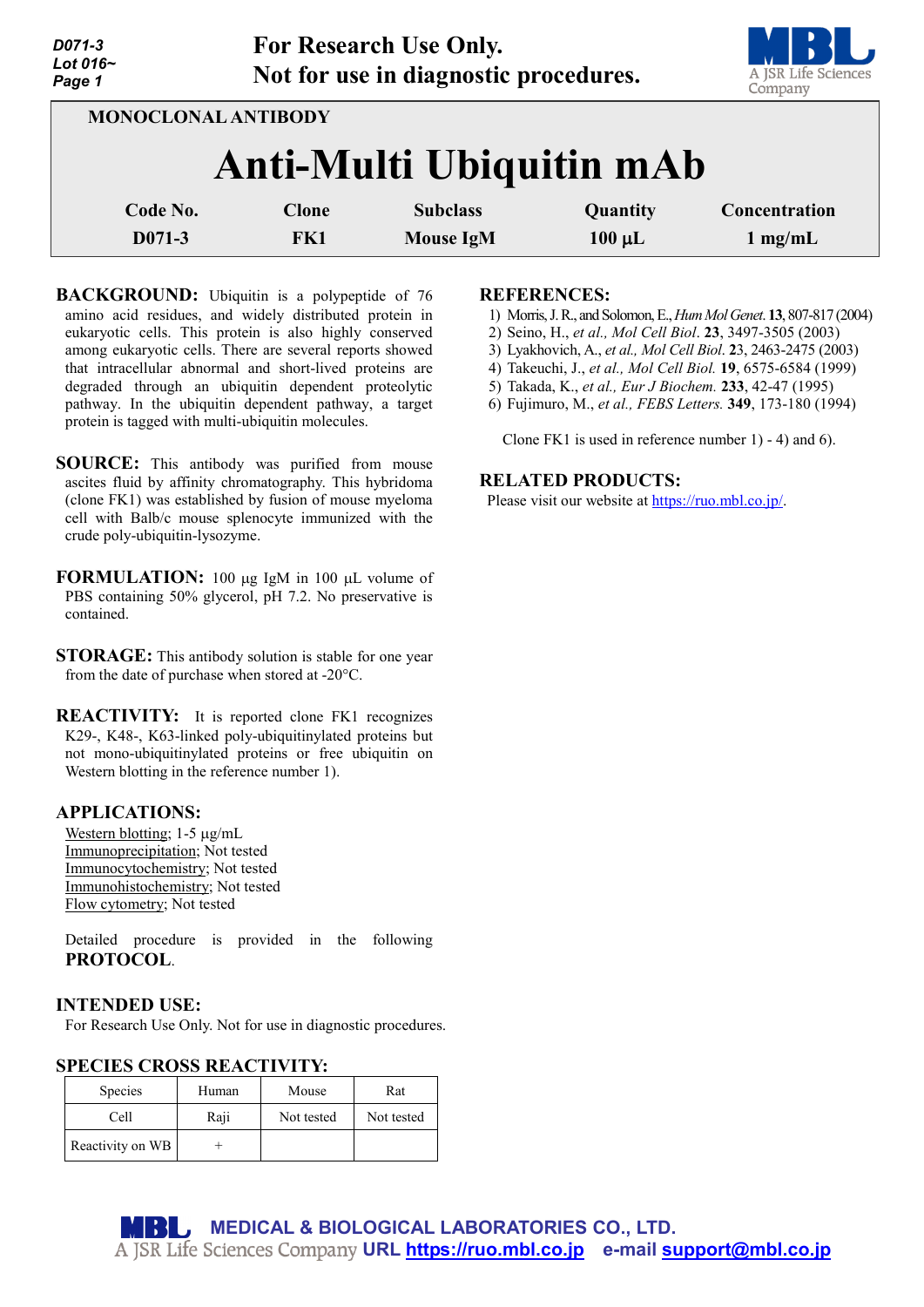**For Research Use Only.**
**Not for use in diagnostic procedures.**

MONOCLONAL ANTIBODY

# Anti-Multi Ubiquitin mAb

| Code No. | Clone | Subclass | Quantity | Concentration |
|---|---|---|---|---|
| D071-3 | FK1 | Mouse IgM | 100 µL | 1 mg/mL |

**BACKGROUND:** Ubiquitin is a polypeptide of 76 amino acid residues, and widely distributed protein in eukaryotic cells. This protein is also highly conserved among eukaryotic cells. There are several reports showed that intracellular abnormal and short-lived proteins are degraded through an ubiquitin dependent proteolytic pathway. In the ubiquitin dependent pathway, a target protein is tagged with multi-ubiquitin molecules.

**SOURCE:** This antibody was purified from mouse ascites fluid by affinity chromatography. This hybridoma (clone FK1) was established by fusion of mouse myeloma cell with Balb/c mouse splenocyte immunized with the crude poly-ubiquitin-lysozyme.

**FORMULATION:** 100 µg IgM in 100 µL volume of PBS containing 50% glycerol, pH 7.2. No preservative is contained.

**STORAGE:** This antibody solution is stable for one year from the date of purchase when stored at -20°C.

**REACTIVITY:** It is reported clone FK1 recognizes K29-, K48-, K63-linked poly-ubiquitinylated proteins but not mono-ubiquitinylated proteins or free ubiquitin on Western blotting in the reference number 1).

**APPLICATIONS:**

Western blotting; 1-5 µg/mL
Immunoprecipitation; Not tested
Immunocytochemistry; Not tested
Immunohistochemistry; Not tested
Flow cytometry; Not tested

Detailed procedure is provided in the following **PROTOCOL**.

**INTENDED USE:**

For Research Use Only. Not for use in diagnostic procedures.

**SPECIES CROSS REACTIVITY:**

| Species | Human | Mouse | Rat |
|---|---|---|---|
| Cell | Raji | Not tested | Not tested |
| Reactivity on WB | + | | |

**REFERENCES:**

1) Morris, J. R., and Solomon, E., *Hum Mol Genet*. **13**, 807-817 (2004)
2) Seino, H., *et al., Mol Cell Biol*. **23**, 3497-3505 (2003)
3) Lyakhovich, A., *et al., Mol Cell Biol*. **23**, 2463-2475 (2003)
4) Takeuchi, J., *et al., Mol Cell Biol.* **19**, 6575-6584 (1999)
5) Takada, K., *et al., Eur J Biochem.* **233**, 42-47 (1995)
6) Fujimuro, M., *et al., FEBS Letters.* **349**, 173-180 (1994)

Clone FK1 is used in reference number 1) - 4) and 6).

**RELATED PRODUCTS:**

Please visit our website at https://ruo.mbl.co.jp/.

**MEDICAL & BIOLOGICAL LABORATORIES CO., LTD.**
A JSR Life Sciences Company **URL https://ruo.mbl.co.jp e-mail support@mbl.co.jp**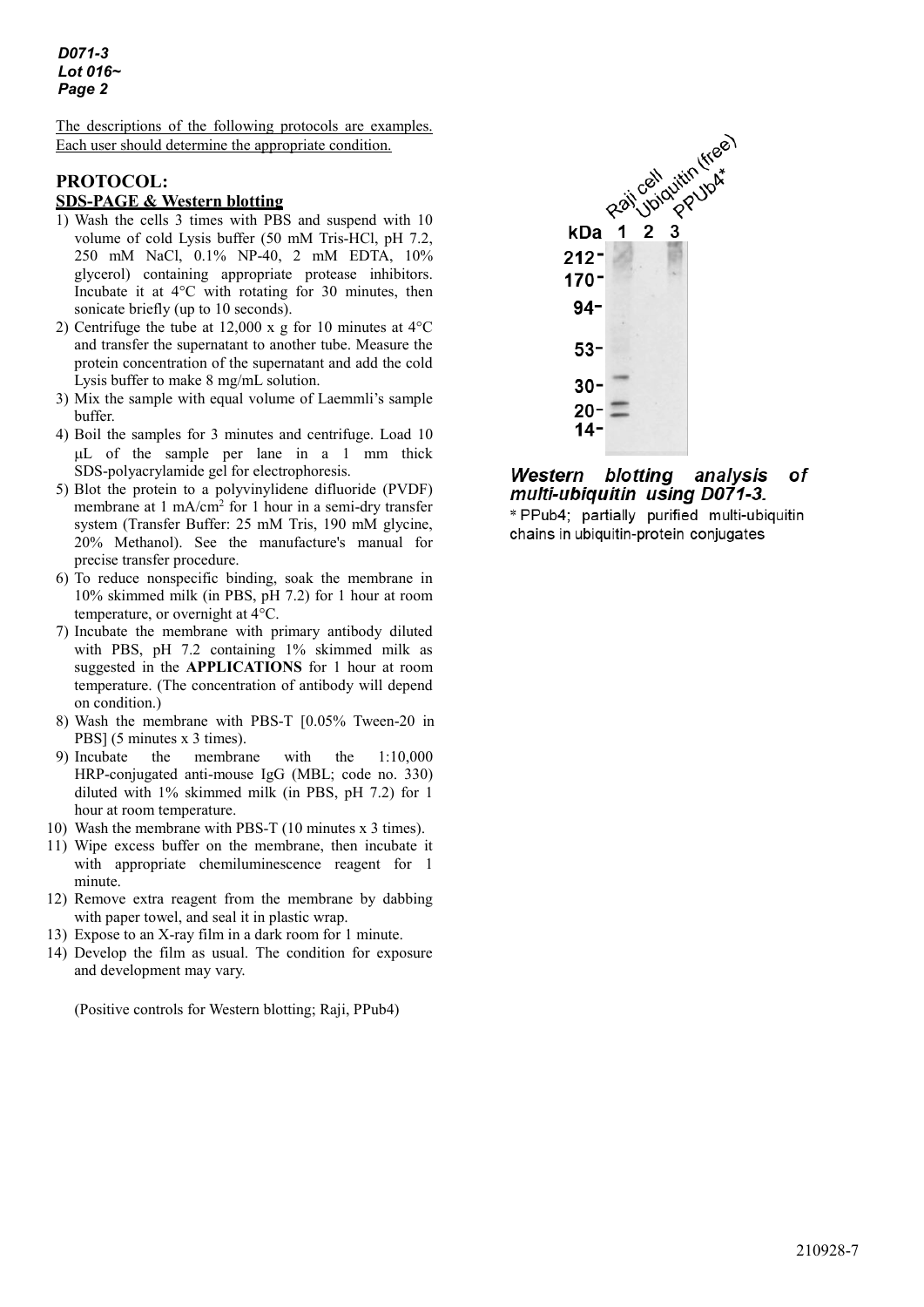The descriptions of the following protocols are examples. Each user should determine the appropriate condition.

## PROTOCOL:

### SDS-PAGE & Western blotting

1) Wash the cells 3 times with PBS and suspend with 10 volume of cold Lysis buffer (50 mM Tris-HCl, pH 7.2, 250 mM NaCl, 0.1% NP-40, 2 mM EDTA, 10% glycerol) containing appropriate protease inhibitors. Incubate it at 4°C with rotating for 30 minutes, then sonicate briefly (up to 10 seconds).
2) Centrifuge the tube at 12,000 x g for 10 minutes at 4°C and transfer the supernatant to another tube. Measure the protein concentration of the supernatant and add the cold Lysis buffer to make 8 mg/mL solution.
3) Mix the sample with equal volume of Laemmli's sample buffer.
4) Boil the samples for 3 minutes and centrifuge. Load 10 μL of the sample per lane in a 1 mm thick SDS-polyacrylamide gel for electrophoresis.
5) Blot the protein to a polyvinylidene difluoride (PVDF) membrane at 1 mA/cm$^2$ for 1 hour in a semi-dry transfer system (Transfer Buffer: 25 mM Tris, 190 mM glycine, 20% Methanol). See the manufacture's manual for precise transfer procedure.
6) To reduce nonspecific binding, soak the membrane in 10% skimmed milk (in PBS, pH 7.2) for 1 hour at room temperature, or overnight at 4°C.
7) Incubate the membrane with primary antibody diluted with PBS, pH 7.2 containing 1% skimmed milk as suggested in the **APPLICATIONS** for 1 hour at room temperature. (The concentration of antibody will depend on condition.)
8) Wash the membrane with PBS-T [0.05% Tween-20 in PBS] (5 minutes x 3 times).
9) Incubate the membrane with the 1:10,000 HRP-conjugated anti-mouse IgG (MBL; code no. 330) diluted with 1% skimmed milk (in PBS, pH 7.2) for 1 hour at room temperature.
10) Wash the membrane with PBS-T (10 minutes x 3 times).
11) Wipe excess buffer on the membrane, then incubate it with appropriate chemiluminescence reagent for 1 minute.
12) Remove extra reagent from the membrane by dabbing with paper towel, and seal it in plastic wrap.
13) Expose to an X-ray film in a dark room for 1 minute.
14) Develop the film as usual. The condition for exposure and development may vary.

(Positive controls for Western blotting; Raji, PPub4)

Raji cell
Ubiquitin (free)
PPUb4*
kDa 1 2 3
212
170
94
53
30
20
14

***Western blotting analysis of multi-ubiquitin using D071-3.***

\* PPub4; partially purified multi-ubiquitin chains in ubiquitin-protein conjugates